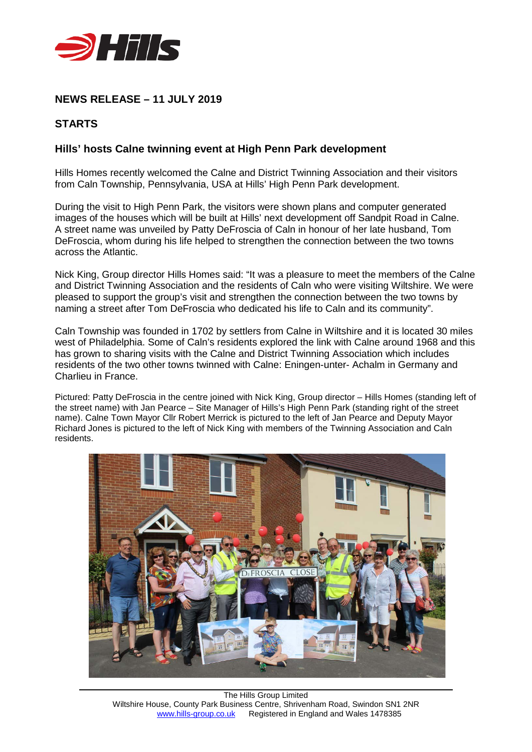## NEWS RELEASE – 11 JULY 2019

## STARTS

### Hills' hosts Calne twinning event at High Penn Park development

Hills Homes recently welcomed the Calne and District Twinning Association and their visitors from Caln Township, Pennsylvania, USA at Hills' High Penn Park development.

During the visit to High Penn Park, the visitors were shown plans and computer generated images of the houses which will be built at Hills' next development off Sandpit Road in Calne. A street name was unveiled by Patty DeFroscia of Caln in honour of her late husband, Tom DeFroscia, whom during his life helped to strengthen the connection between the two towns across the Atlantic.

Nick King, Group director Hills Homes said: "It was a pleasure to meet the members of the Calne and District Twinning Association and the residents of Caln who were visiting Wiltshire. We were pleased to support the group's visit and strengthen the connection between the two towns by naming a street after Tom DeFroscia who dedicated his life to Caln and its community".

Caln Township was founded in 1702 by settlers from Calne in Wiltshire and it is located 30 miles west of Philadelphia. Some of Caln's residents explored the link with Calne around 1968 and this has grown to sharing visits with the Calne and District Twinning Association which includes residents of the two other towns twinned with Calne: Eningen-unter- Achalm in Germany and Charlieu in France.

Pictured: Patty DeFroscia in the centre joined with Nick King, Group director – Hills Homes (standing left of the street name) with Jan Pearce – Site Manager of Hills's High Penn Park (standing right of the street name). Calne Town Mayor Cllr Robert Merrick is pictured to the left of Jan Pearce and Deputy Mayor Richard Jones is pictured to the left of Nick King with members of the Twinning Association and Caln residents.

The Hills Group Limited
Wiltshire House, County Park Business Centre, Shrivenham Road, Swindon SN1 2NR
www.hills-group.co.uk Registered in England and Wales 1478385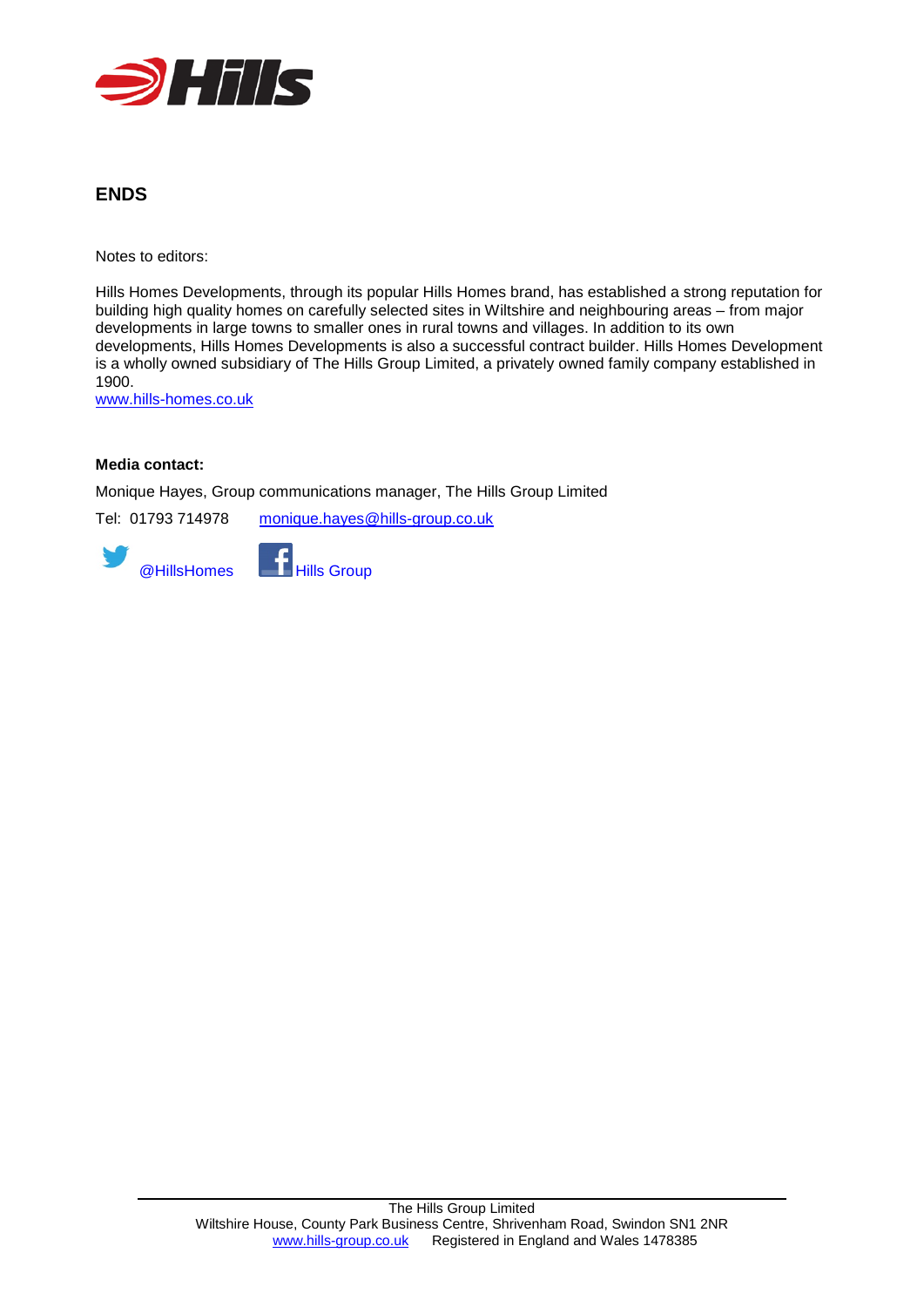## ENDS

Notes to editors:

Hills Homes Developments, through its popular Hills Homes brand, has established a strong reputation for building high quality homes on carefully selected sites in Wiltshire and neighbouring areas – from major developments in large towns to smaller ones in rural towns and villages. In addition to its own developments, Hills Homes Developments is also a successful contract builder. Hills Homes Development is a wholly owned subsidiary of The Hills Group Limited, a privately owned family company established in 1900.
www.hills-homes.co.uk

**Media contact:**

Monique Hayes, Group communications manager, The Hills Group Limited

Tel: 01793 714978 monique.hayes@hills-group.co.uk

@HillsHomes Hills Group